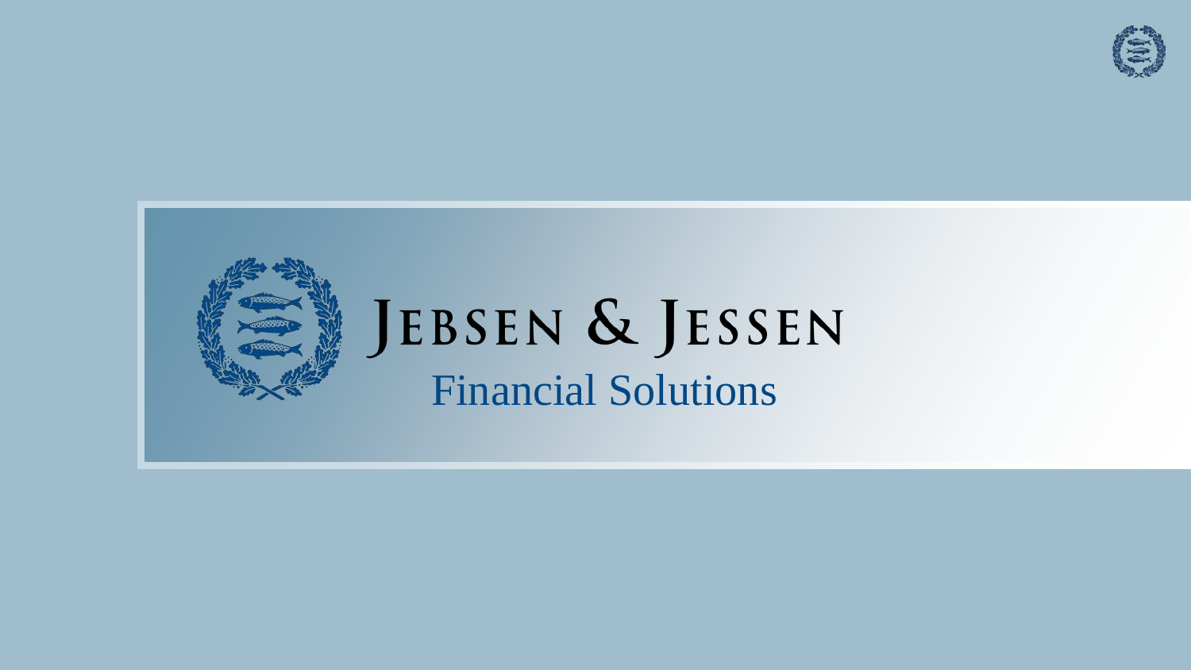# Jebsen & Jessen

## Financial Solutions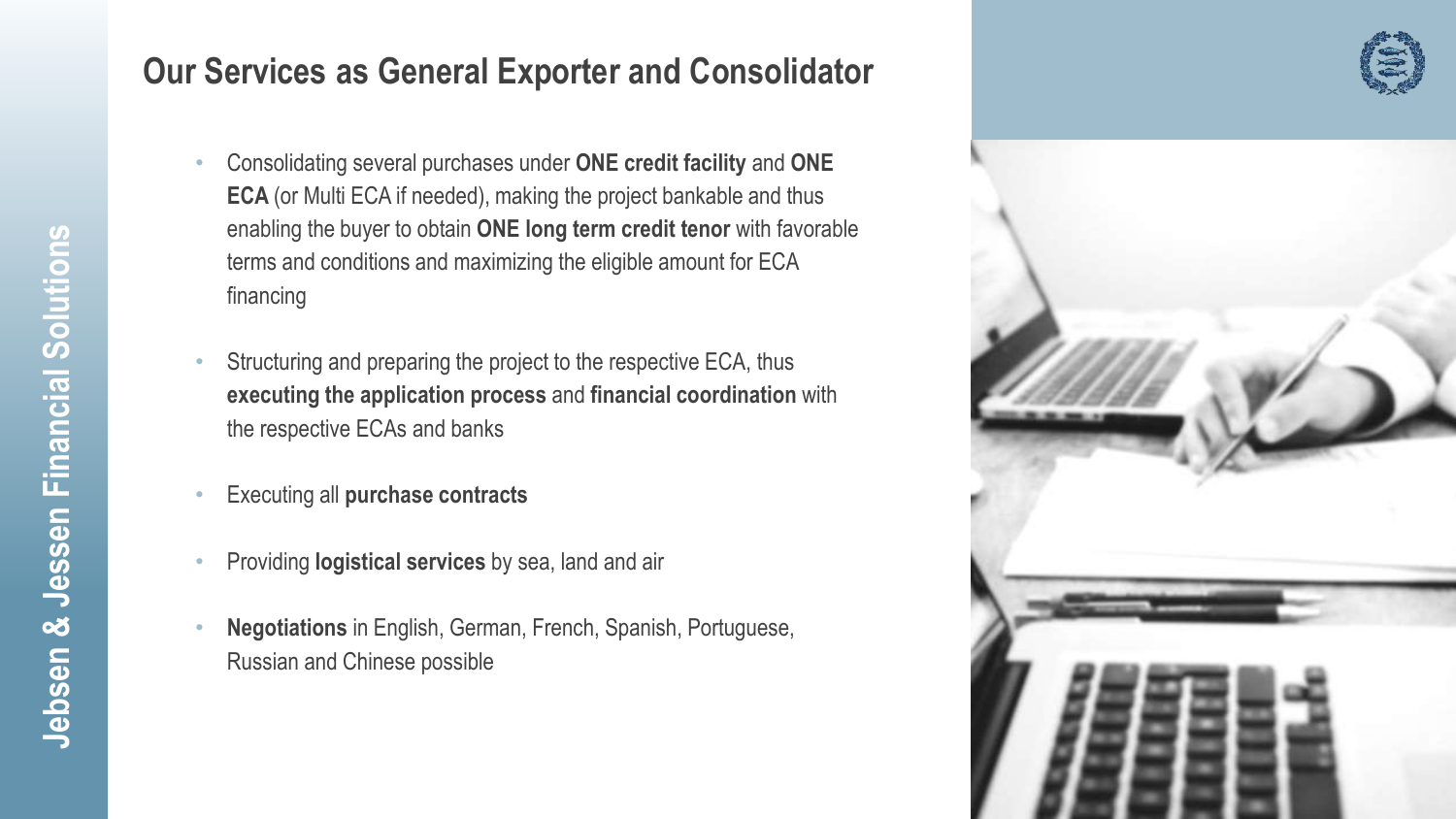## Our Services as General Exporter and Consolidator

- Consolidating several purchases under **ONE credit facility** and **ONE ECA** (or Multi ECA if needed), making the project bankable and thus enabling the buyer to obtain **ONE long term credit tenor** with favorable terms and conditions and maximizing the eligible amount for ECA financing
- Structuring and preparing the project to the respective ECA, thus **executing the application process** and **financial coordination** with the respective ECAs and banks
- Executing all **purchase contracts**
- Providing **logistical services** by sea, land and air
- **Negotiations** in English, German, French, Spanish, Portuguese, Russian and Chinese possible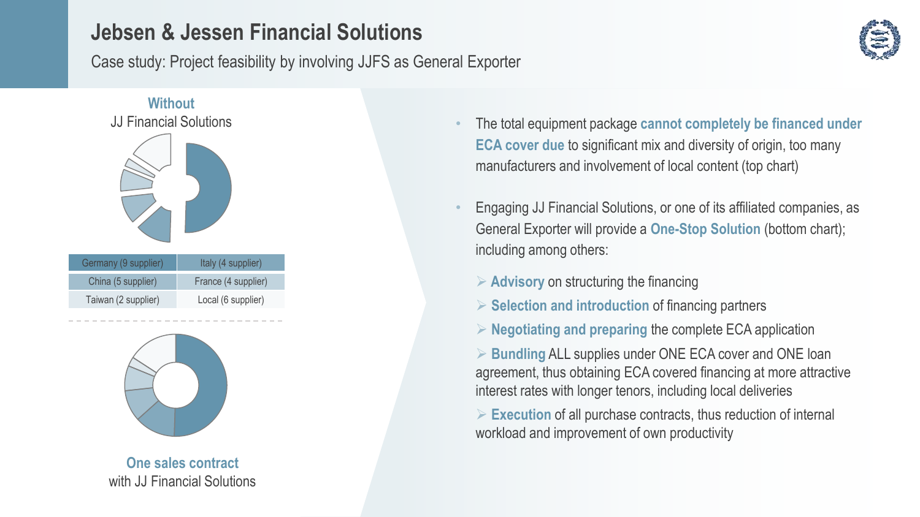# Jebsen & Jessen Financial Solutions

Case study: Project feasibility by involving JJFS as General Exporter

**Without**
JJ Financial Solutions

| Germany (9 supplier) | Italy (4 supplier) |
|---|---|
| China (5 supplier) | France (4 supplier) |
| Taiwan (2 supplier) | Local (6 supplier) |

**One sales contract**
with JJ Financial Solutions

- The total equipment package **cannot completely be financed under ECA cover due** to significant mix and diversity of origin, too many manufacturers and involvement of local content (top chart)
- Engaging JJ Financial Solutions, or one of its affiliated companies, as General Exporter will provide a **One-Stop Solution** (bottom chart); including among others:
  - **Advisory** on structuring the financing
  - **Selection and introduction** of financing partners
  - **Negotiating and preparing** the complete ECA application
  - **Bundling** ALL supplies under ONE ECA cover and ONE loan agreement, thus obtaining ECA covered financing at more attractive interest rates with longer tenors, including local deliveries
  - **Execution** of all purchase contracts, thus reduction of internal workload and improvement of own productivity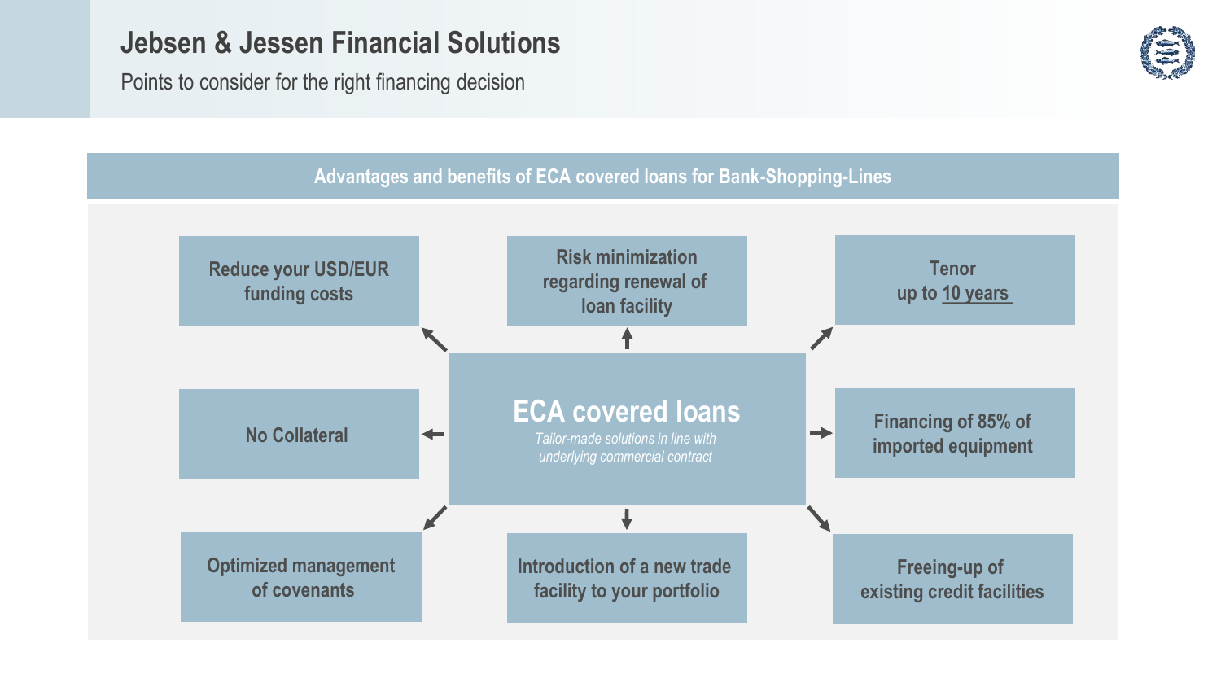# Jebsen & Jessen Financial Solutions

Points to consider for the right financing decision

## Advantages and benefits of ECA covered loans for Bank-Shopping-Lines

### ECA covered loans

*Tailor-made solutions in line with underlying commercial contract*

- Reduce your USD/EUR funding costs
- Risk minimization regarding renewal of loan facility
- Tenor up to 10 years
- No Collateral
- Financing of 85% of imported equipment
- Optimized management of covenants
- Introduction of a new trade facility to your portfolio
- Freeing-up of existing credit facilities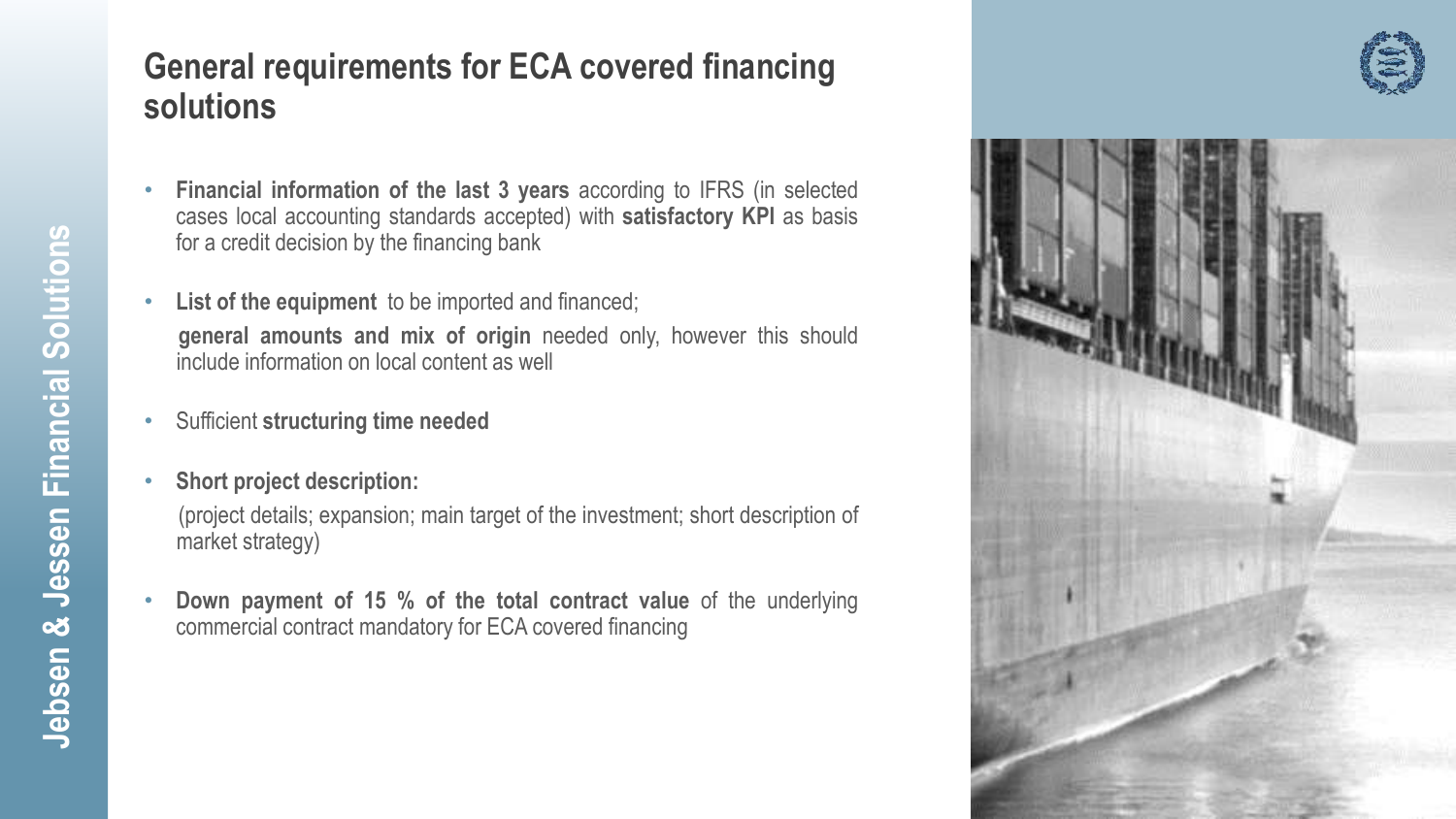# General requirements for ECA covered financing solutions

- **Financial information of the last 3 years** according to IFRS (in selected cases local accounting standards accepted) with **satisfactory KPI** as basis for a credit decision by the financing bank
- **List of the equipment** to be imported and financed;
  **general amounts and mix of origin** needed only, however this should include information on local content as well
- Sufficient **structuring time needed**
- **Short project description:**
  (project details; expansion; main target of the investment; short description of market strategy)
- **Down payment of 15 % of the total contract value** of the underlying commercial contract mandatory for ECA covered financing